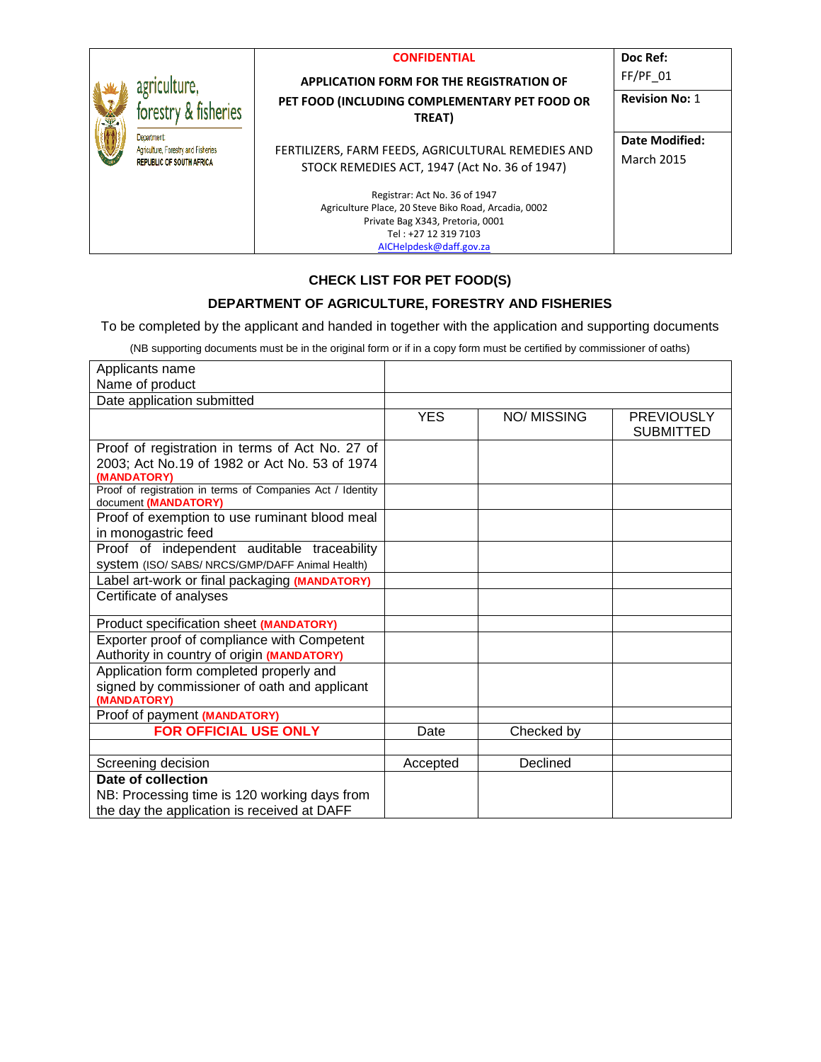| agriculture, forestry & fisheries<br>Department: Agriculture, Forestry and Fisheries<br>REPUBLIC OF SOUTH AFRICA | **CONFIDENTIAL**<br><br>**APPLICATION FORM FOR THE REGISTRATION OF PET FOOD (INCLUDING COMPLEMENTARY PET FOOD OR TREAT)**<br><br>FERTILIZERS, FARM FEEDS, AGRICULTURAL REMEDIES AND STOCK REMEDIES ACT, 1947 (Act No. 36 of 1947)<br><br>Registrar: Act No. 36 of 1947<br>Agriculture Place, 20 Steve Biko Road, Arcadia, 0002<br>Private Bag X343, Pretoria, 0001<br>Tel : +27 12 319 7103<br>AICHelpdesk@daff.gov.za | **Doc Ref:** FF/PF_01<br>**Revision No:** 1<br>**Date Modified:** March 2015 |
|---|---|---|

## CHECK LIST FOR PET FOOD(S)

## DEPARTMENT OF AGRICULTURE, FORESTRY AND FISHERIES

To be completed by the applicant and handed in together with the application and supporting documents

(NB supporting documents must be in the original form or if in a copy form must be certified by commissioner of oaths)

| Applicants name<br>Name of product | | | |
|---|---|---|---|
| Date application submitted | | | |
| | YES | NO/ MISSING | PREVIOUSLY SUBMITTED |
| Proof of registration in terms of Act No. 27 of 2003; Act No.19 of 1982 or Act No. 53 of 1974 **(MANDATORY)** | | | |
| Proof of registration in terms of Companies Act / Identity document **(MANDATORY)** | | | |
| Proof of exemption to use ruminant blood meal in monogastric feed | | | |
| Proof of independent auditable traceability system (ISO/ SABS/ NRCS/GMP/DAFF Animal Health) | | | |
| Label art-work or final packaging **(MANDATORY)** | | | |
| Certificate of analyses | | | |
| Product specification sheet **(MANDATORY)** | | | |
| Exporter proof of compliance with Competent Authority in country of origin **(MANDATORY)** | | | |
| Application form completed properly and signed by commissioner of oath and applicant **(MANDATORY)** | | | |
| Proof of payment **(MANDATORY)** | | | |
| **FOR OFFICIAL USE ONLY** | Date | Checked by | |
| | | | |
| Screening decision | Accepted | Declined | |
| **Date of collection**<br>NB: Processing time is 120 working days from the day the application is received at DAFF | | | |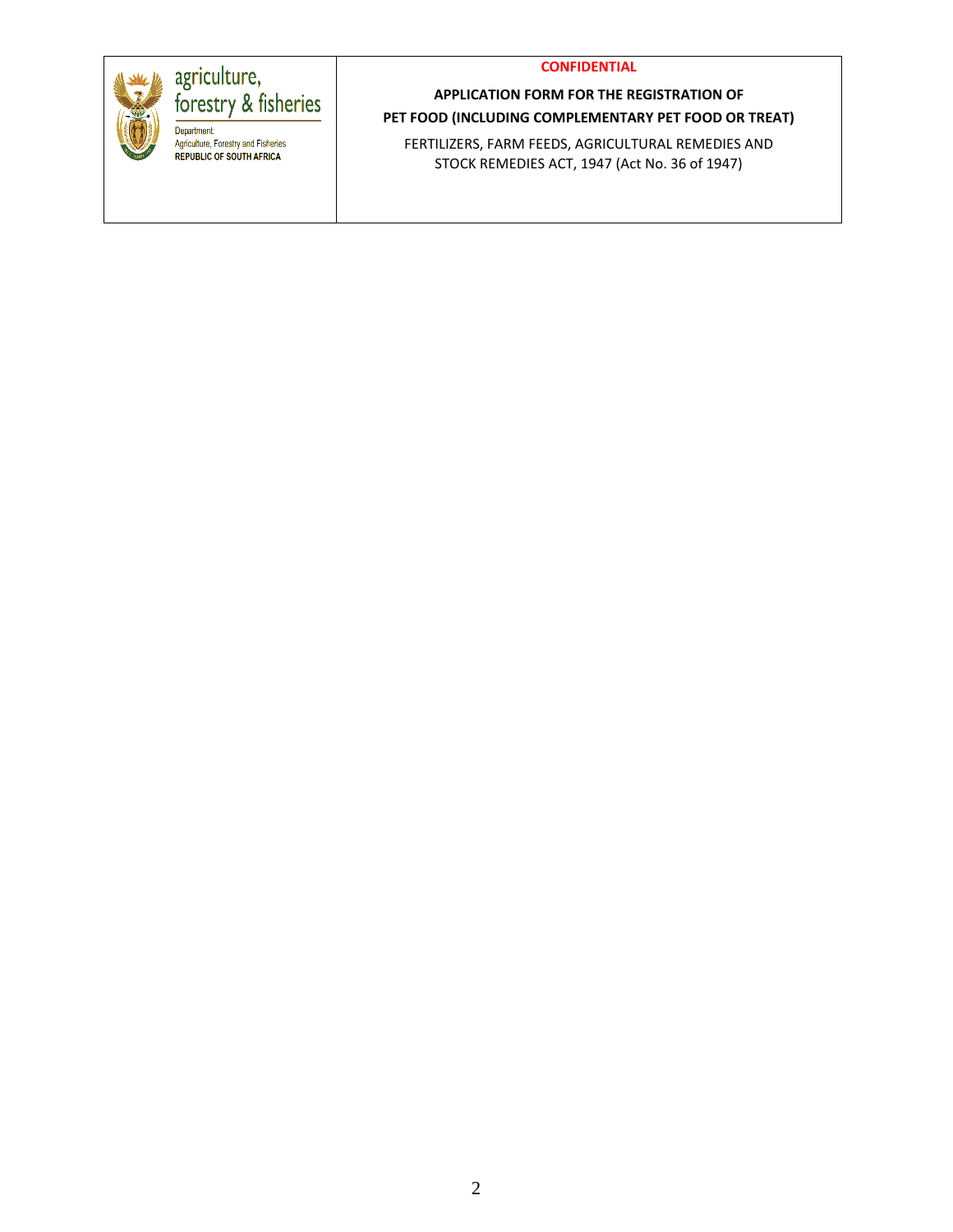| agriculture, forestry & fisheries<br>Department:<br>Agriculture, Forestry and Fisheries<br>REPUBLIC OF SOUTH AFRICA | **CONFIDENTIAL**<br><br>**APPLICATION FORM FOR THE REGISTRATION OF PET FOOD (INCLUDING COMPLEMENTARY PET FOOD OR TREAT)**<br><br>FERTILIZERS, FARM FEEDS, AGRICULTURAL REMEDIES AND STOCK REMEDIES ACT, 1947 (Act No. 36 of 1947) |
|---|---|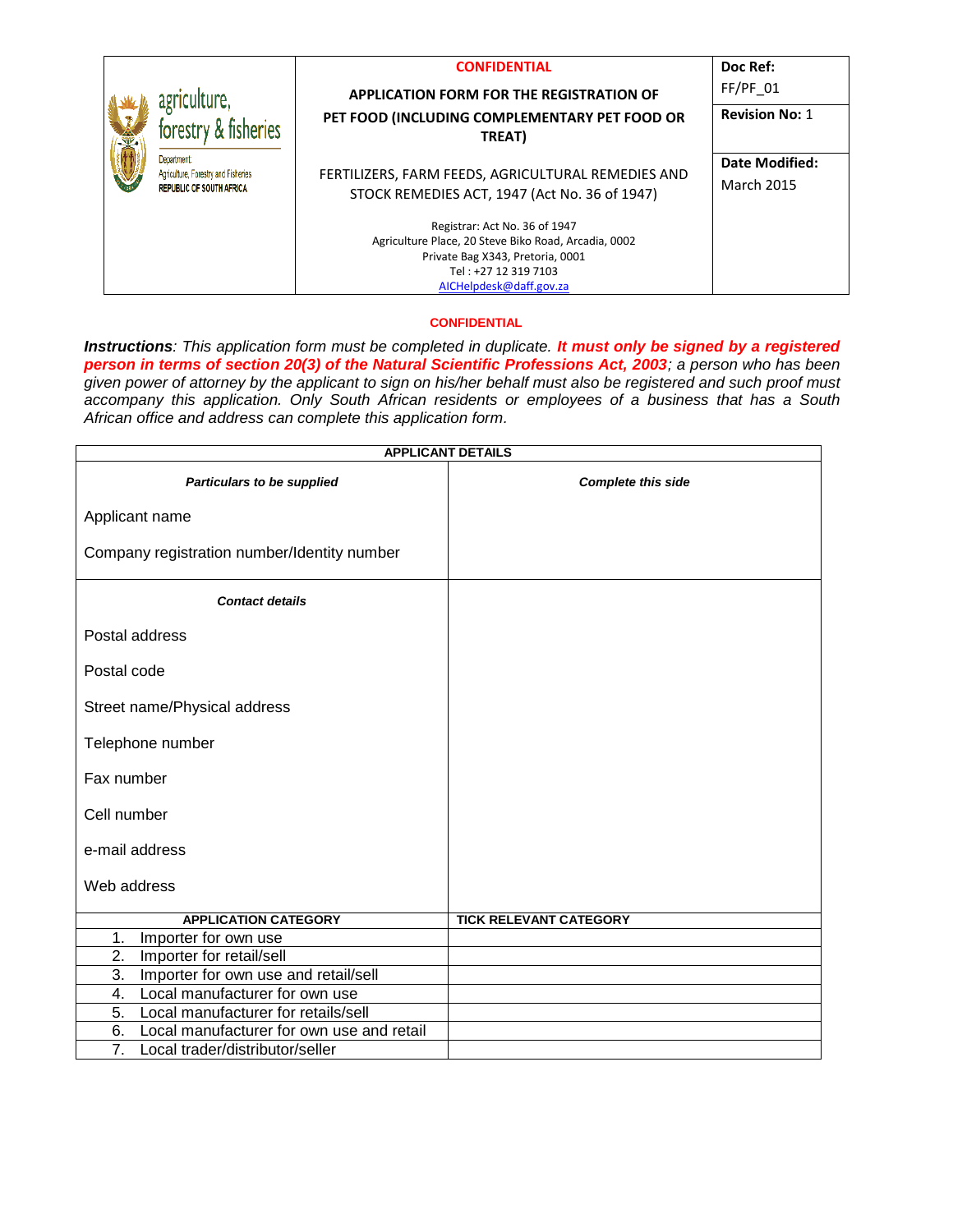| agriculture, forestry & fisheries<br>Department: Agriculture, Forestry and Fisheries<br>REPUBLIC OF SOUTH AFRICA | **CONFIDENTIAL**<br><br>**APPLICATION FORM FOR THE REGISTRATION OF PET FOOD (INCLUDING COMPLEMENTARY PET FOOD OR TREAT)**<br><br>FERTILIZERS, FARM FEEDS, AGRICULTURAL REMEDIES AND STOCK REMEDIES ACT, 1947 (Act No. 36 of 1947)<br><br>Registrar: Act No. 36 of 1947<br>Agriculture Place, 20 Steve Biko Road, Arcadia, 0002<br>Private Bag X343, Pretoria, 0001<br>Tel : +27 12 319 7103<br>AICHelpdesk@daff.gov.za | **Doc Ref:** FF/PF_01<br><br>**Revision No:** 1<br><br>**Date Modified:** March 2015 |
|---|---|---|

**CONFIDENTIAL**

***Instructions**: This application form must be completed in duplicate. **It must only be signed by a registered person in terms of section 20(3) of the Natural Scientific Professions Act, 2003**; a person who has been given power of attorney by the applicant to sign on his/her behalf must also be registered and such proof must accompany this application. Only South African residents or employees of a business that has a South African office and address can complete this application form.*

| **APPLICANT DETAILS** | |
|---|---|
| ***Particulars to be supplied*** | ***Complete this side*** |
| Applicant name | |
| Company registration number/Identity number | |
| ***Contact details*** | |
| Postal address | |
| Postal code | |
| Street name/Physical address | |
| Telephone number | |
| Fax number | |
| Cell number | |
| e-mail address | |
| Web address | |
| **APPLICATION CATEGORY** | **TICK RELEVANT CATEGORY** |
| 1. Importer for own use | |
| 2. Importer for retail/sell | |
| 3. Importer for own use and retail/sell | |
| 4. Local manufacturer for own use | |
| 5. Local manufacturer for retails/sell | |
| 6. Local manufacturer for own use and retail | |
| 7. Local trader/distributor/seller | |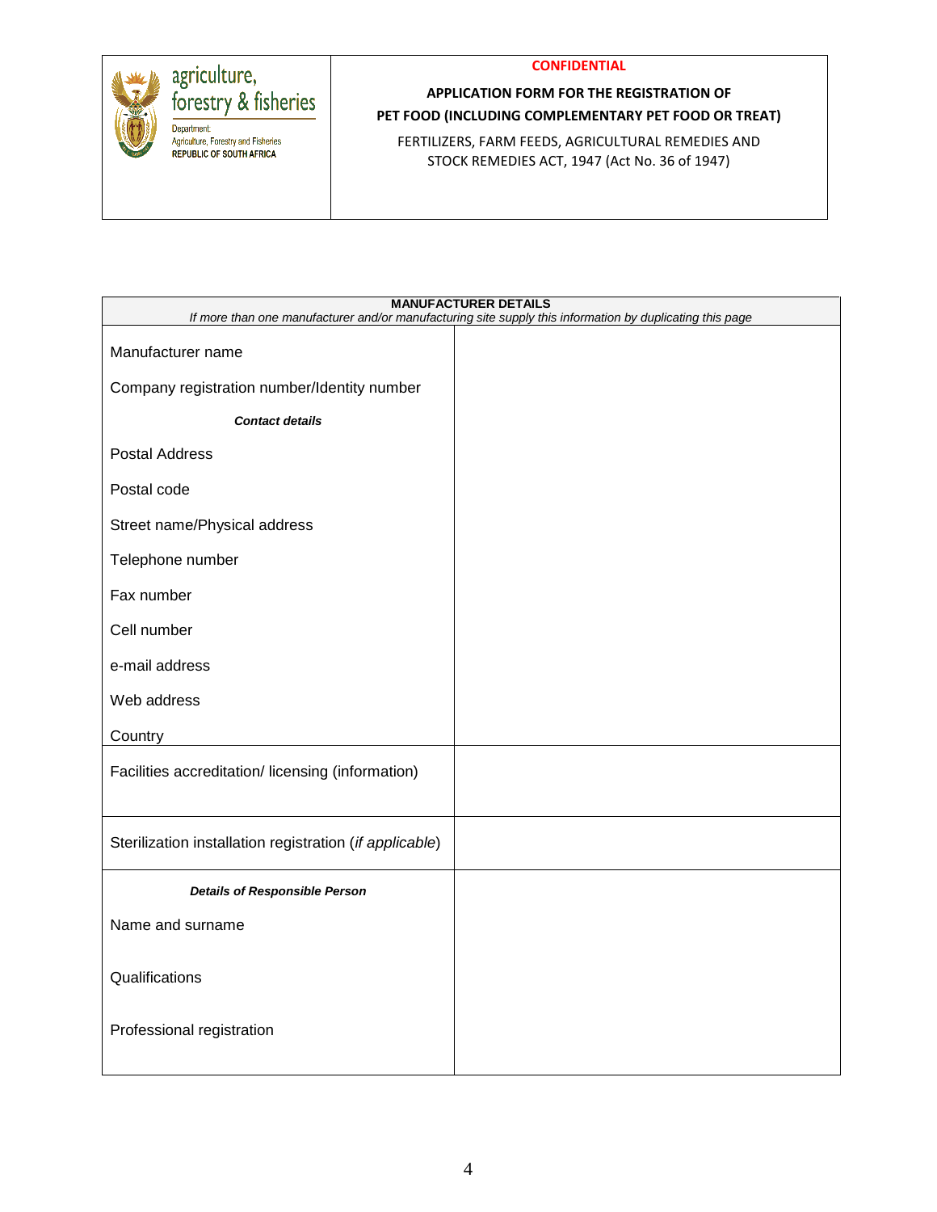agriculture, forestry & fisheries

Department: Agriculture, Forestry and Fisheries
REPUBLIC OF SOUTH AFRICA

**CONFIDENTIAL**

**APPLICATION FORM FOR THE REGISTRATION OF PET FOOD (INCLUDING COMPLEMENTARY PET FOOD OR TREAT)**

FERTILIZERS, FARM FEEDS, AGRICULTURAL REMEDIES AND STOCK REMEDIES ACT, 1947 (Act No. 36 of 1947)

| **MANUFACTURER DETAILS** *If more than one manufacturer and/or manufacturing site supply this information by duplicating this page* | |
|---|---|
| Manufacturer name | |
| Company registration number/Identity number | |
| ***Contact details*** | |
| Postal Address | |
| Postal code | |
| Street name/Physical address | |
| Telephone number | |
| Fax number | |
| Cell number | |
| e-mail address | |
| Web address | |
| Country | |
| Facilities accreditation/ licensing (information) | |
| Sterilization installation registration (*if applicable*) | |
| ***Details of Responsible Person*** | |
| Name and surname | |
| Qualifications | |
| Professional registration | |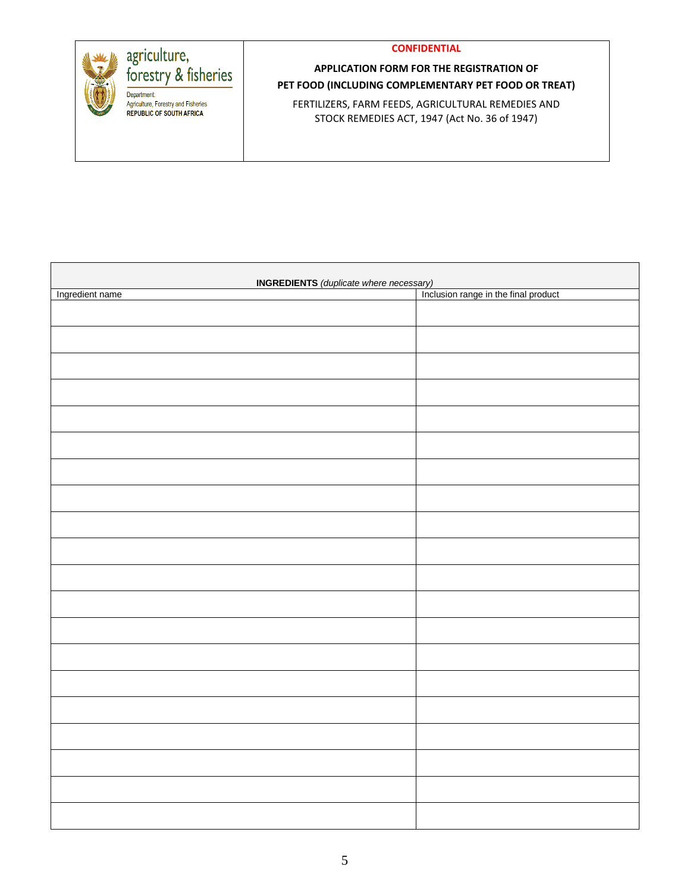| agriculture, forestry & fisheries<br>Department: Agriculture, Forestry and Fisheries<br>REPUBLIC OF SOUTH AFRICA | **CONFIDENTIAL**<br><br>**APPLICATION FORM FOR THE REGISTRATION OF PET FOOD (INCLUDING COMPLEMENTARY PET FOOD OR TREAT)**<br><br>FERTILIZERS, FARM FEEDS, AGRICULTURAL REMEDIES AND STOCK REMEDIES ACT, 1947 (Act No. 36 of 1947) |
|---|---|

| **INGREDIENTS** *(duplicate where necessary)* | |
|---|---|
| Ingredient name | Inclusion range in the final product |
| | |
| | |
| | |
| | |
| | |
| | |
| | |
| | |
| | |
| | |
| | |
| | |
| | |
| | |
| | |
| | |
| | |
| | |
| | |
| | |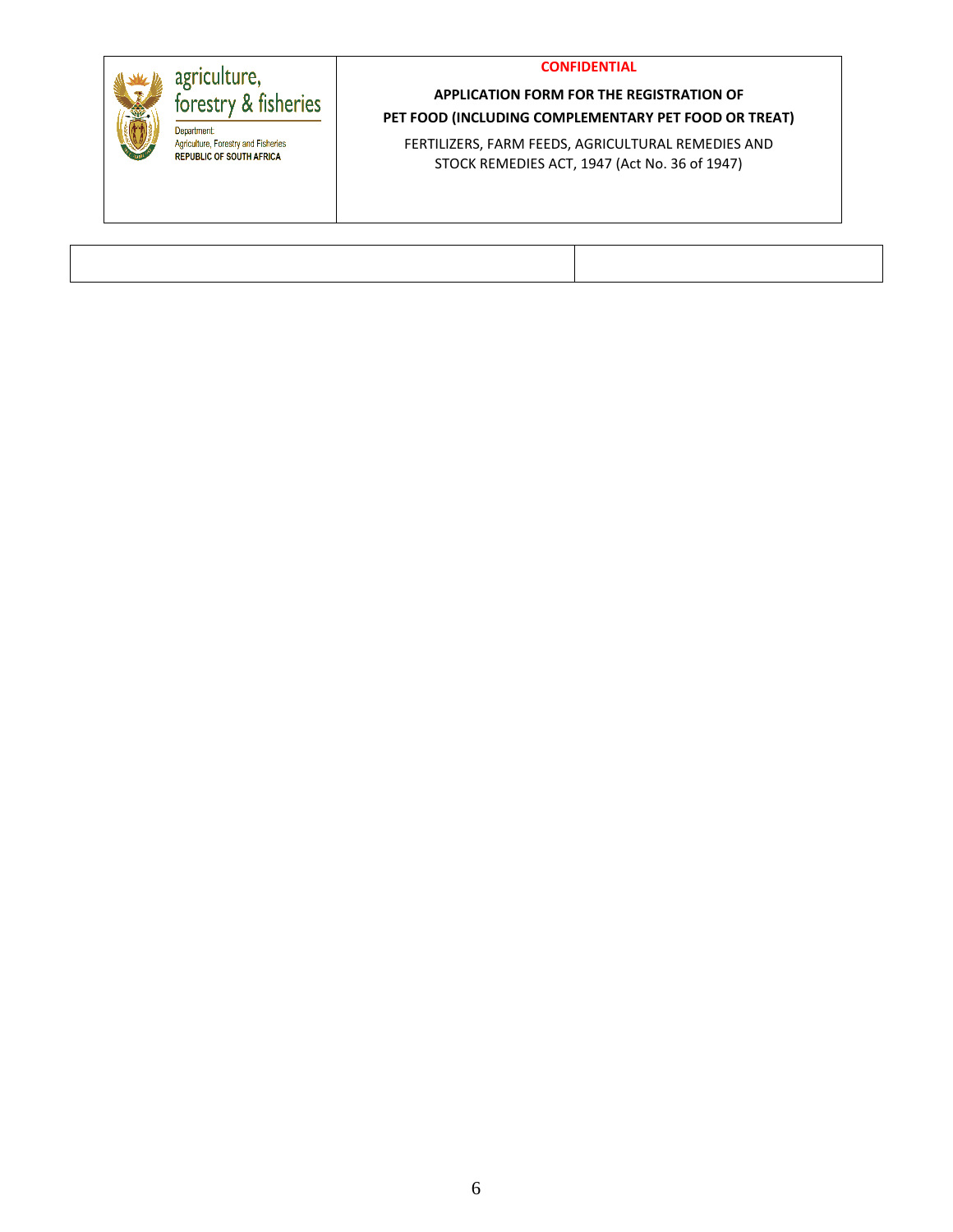| agriculture, forestry & fisheries<br>Department: Agriculture, Forestry and Fisheries<br>REPUBLIC OF SOUTH AFRICA | **CONFIDENTIAL**<br><br>**APPLICATION FORM FOR THE REGISTRATION OF PET FOOD (INCLUDING COMPLEMENTARY PET FOOD OR TREAT)**<br><br>FERTILIZERS, FARM FEEDS, AGRICULTURAL REMEDIES AND STOCK REMEDIES ACT, 1947 (Act No. 36 of 1947) |
| --- | --- |

| | |
| --- | --- |
| | |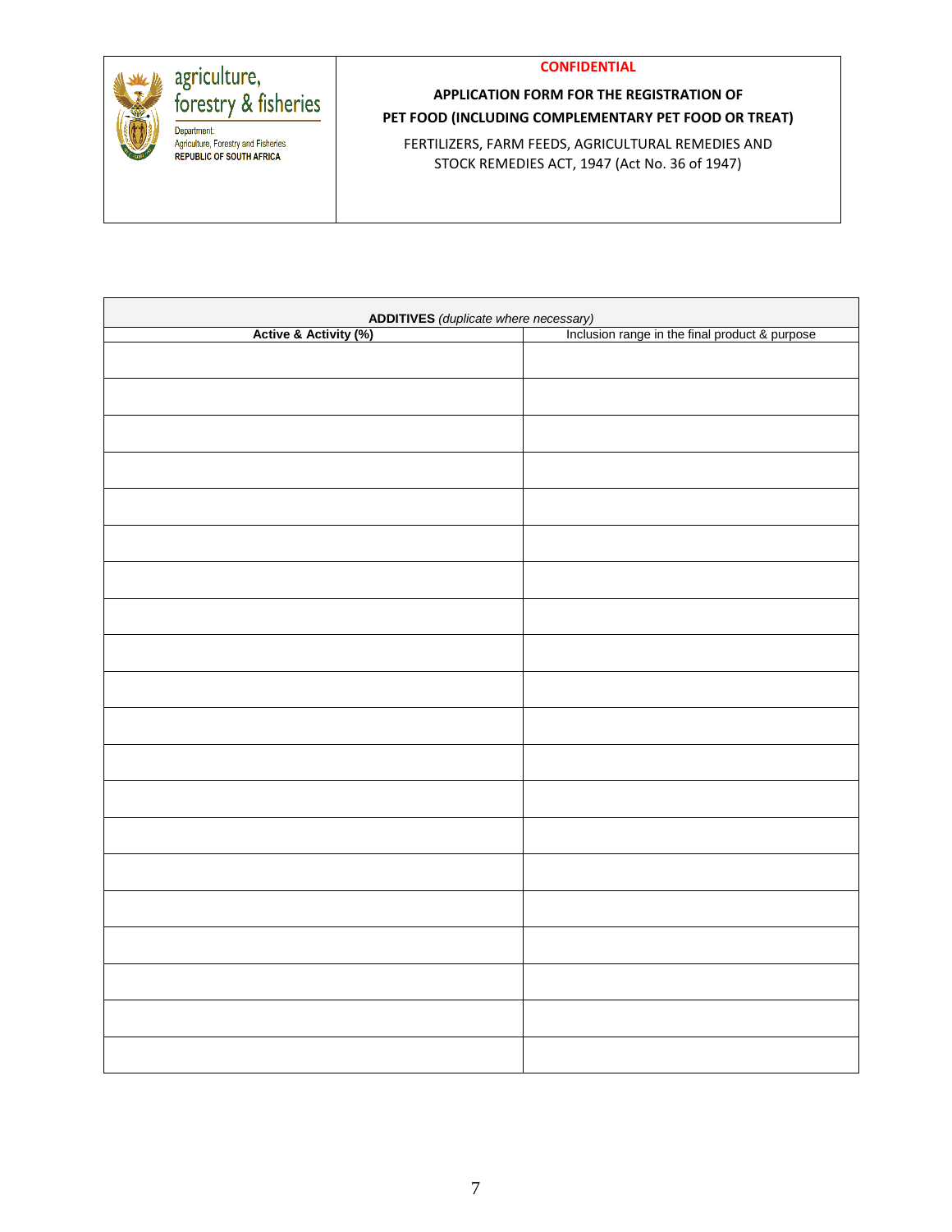| **ADDITIVES** *(duplicate where necessary)* | |
|---|---|
| **Active & Activity (%)** | Inclusion range in the final product & purpose |
| | |
| | |
| | |
| | |
| | |
| | |
| | |
| | |
| | |
| | |
| | |
| | |
| | |
| | |
| | |
| | |
| | |
| | |
| | |
| | |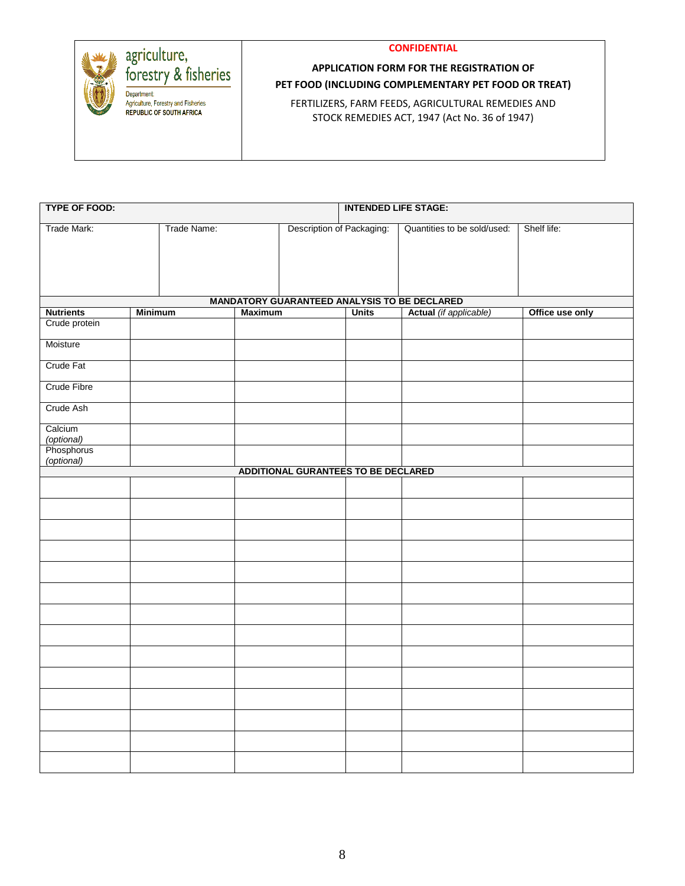agriculture, forestry & fisheries

Department: Agriculture, Forestry and Fisheries
REPUBLIC OF SOUTH AFRICA

**CONFIDENTIAL**

**APPLICATION FORM FOR THE REGISTRATION OF PET FOOD (INCLUDING COMPLEMENTARY PET FOOD OR TREAT)**

FERTILIZERS, FARM FEEDS, AGRICULTURAL REMEDIES AND STOCK REMEDIES ACT, 1947 (Act No. 36 of 1947)

| **TYPE OF FOOD:** | | **INTENDED LIFE STAGE:** | | |
|---|---|---|---|---|
| Trade Mark: | Trade Name: | Description of Packaging: | Quantities to be sold/used: | Shelf life: |
| | | | | |

| **MANDATORY GUARANTEED ANALYSIS TO BE DECLARED** | | | | | |
|---|---|---|---|---|---|
| **Nutrients** | **Minimum** | **Maximum** | **Units** | **Actual** *(if applicable)* | **Office use only** |
| Crude protein | | | | | |
| Moisture | | | | | |
| Crude Fat | | | | | |
| Crude Fibre | | | | | |
| Crude Ash | | | | | |
| Calcium *(optional)* | | | | | |
| Phosphorus *(optional)* | | | | | |
| **ADDITIONAL GURANTEES TO BE DECLARED** | | | | | |
| | | | | | |
| | | | | | |
| | | | | | |
| | | | | | |
| | | | | | |
| | | | | | |
| | | | | | |
| | | | | | |
| | | | | | |
| | | | | | |
| | | | | | |
| | | | | | |
| | | | | | |
| | | | | | |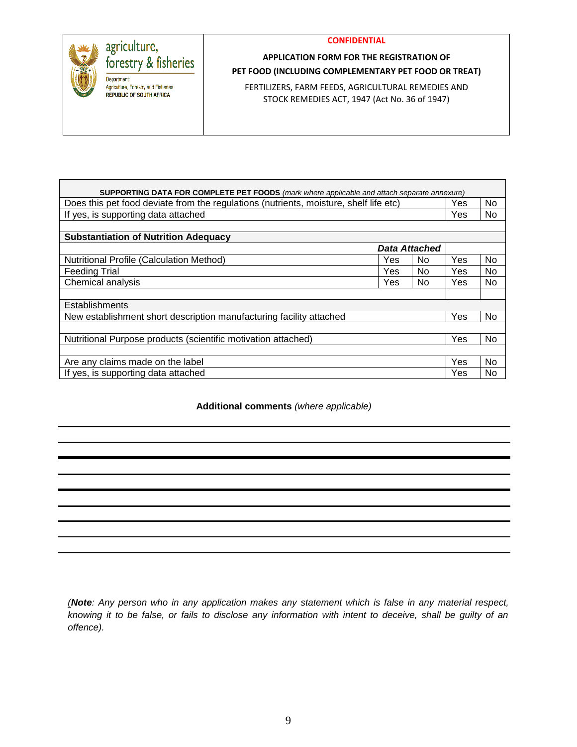agriculture, forestry & fisheries

Department: Agriculture, Forestry and Fisheries

REPUBLIC OF SOUTH AFRICA

**CONFIDENTIAL**

**APPLICATION FORM FOR THE REGISTRATION OF PET FOOD (INCLUDING COMPLEMENTARY PET FOOD OR TREAT)**

FERTILIZERS, FARM FEEDS, AGRICULTURAL REMEDIES AND STOCK REMEDIES ACT, 1947 (Act No. 36 of 1947)

| **SUPPORTING DATA FOR COMPLETE PET FOODS** *(mark where applicable and attach separate annexure)* | | | | |
|---|---|---|---|---|
| Does this pet food deviate from the regulations (nutrients, moisture, shelf life etc) | | | Yes | No |
| If yes, is supporting data attached | | | Yes | No |
| | | | | |
| **Substantiation of Nutrition Adequacy** | | | | |
| | ***Data Attached*** | | | |
| Nutritional Profile (Calculation Method) | Yes | No | Yes | No |
| Feeding Trial | Yes | No | Yes | No |
| Chemical analysis | Yes | No | Yes | No |
| | | | | |
| Establishments | | | | |
| New establishment short description manufacturing facility attached | | | Yes | No |
| | | | | |
| Nutritional Purpose products (scientific motivation attached) | | | Yes | No |
| | | | | |
| Are any claims made on the label | | | Yes | No |
| If yes, is supporting data attached | | | Yes | No |

**Additional comments** *(where applicable)*

\_\_\_\_\_\_\_\_\_\_\_\_\_\_\_\_\_\_\_\_\_\_\_\_\_\_\_\_\_\_\_\_\_\_\_\_\_\_\_\_\_\_\_\_\_\_\_\_\_\_\_\_\_\_\_\_\_\_

\_\_\_\_\_\_\_\_\_\_\_\_\_\_\_\_\_\_\_\_\_\_\_\_\_\_\_\_\_\_\_\_\_\_\_\_\_\_\_\_\_\_\_\_\_\_\_\_\_\_\_\_\_\_\_\_\_\_

\_\_\_\_\_\_\_\_\_\_\_\_\_\_\_\_\_\_\_\_\_\_\_\_\_\_\_\_\_\_\_\_\_\_\_\_\_\_\_\_\_\_\_\_\_\_\_\_\_\_\_\_\_\_\_\_\_\_

\_\_\_\_\_\_\_\_\_\_\_\_\_\_\_\_\_\_\_\_\_\_\_\_\_\_\_\_\_\_\_\_\_\_\_\_\_\_\_\_\_\_\_\_\_\_\_\_\_\_\_\_\_\_\_\_\_\_

\_\_\_\_\_\_\_\_\_\_\_\_\_\_\_\_\_\_\_\_\_\_\_\_\_\_\_\_\_\_\_\_\_\_\_\_\_\_\_\_\_\_\_\_\_\_\_\_\_\_\_\_\_\_\_\_\_\_

\_\_\_\_\_\_\_\_\_\_\_\_\_\_\_\_\_\_\_\_\_\_\_\_\_\_\_\_\_\_\_\_\_\_\_\_\_\_\_\_\_\_\_\_\_\_\_\_\_\_\_\_\_\_\_\_\_\_

\_\_\_\_\_\_\_\_\_\_\_\_\_\_\_\_\_\_\_\_\_\_\_\_\_\_\_\_\_\_\_\_\_\_\_\_\_\_\_\_\_\_\_\_\_\_\_\_\_\_\_\_\_\_\_\_\_\_

\_\_\_\_\_\_\_\_\_\_\_\_\_\_\_\_\_\_\_\_\_\_\_\_\_\_\_\_\_\_\_\_\_\_\_\_\_\_\_\_\_\_\_\_\_\_\_\_\_\_\_\_\_\_\_\_\_\_

\_\_\_\_\_\_\_\_\_\_\_\_\_\_\_\_\_\_\_\_\_\_\_\_\_\_\_\_\_\_\_\_\_\_\_\_\_\_\_\_\_\_\_\_\_\_\_\_\_\_\_\_\_\_\_\_\_\_

*(**Note**: Any person who in any application makes any statement which is false in any material respect, knowing it to be false, or fails to disclose any information with intent to deceive, shall be guilty of an offence).*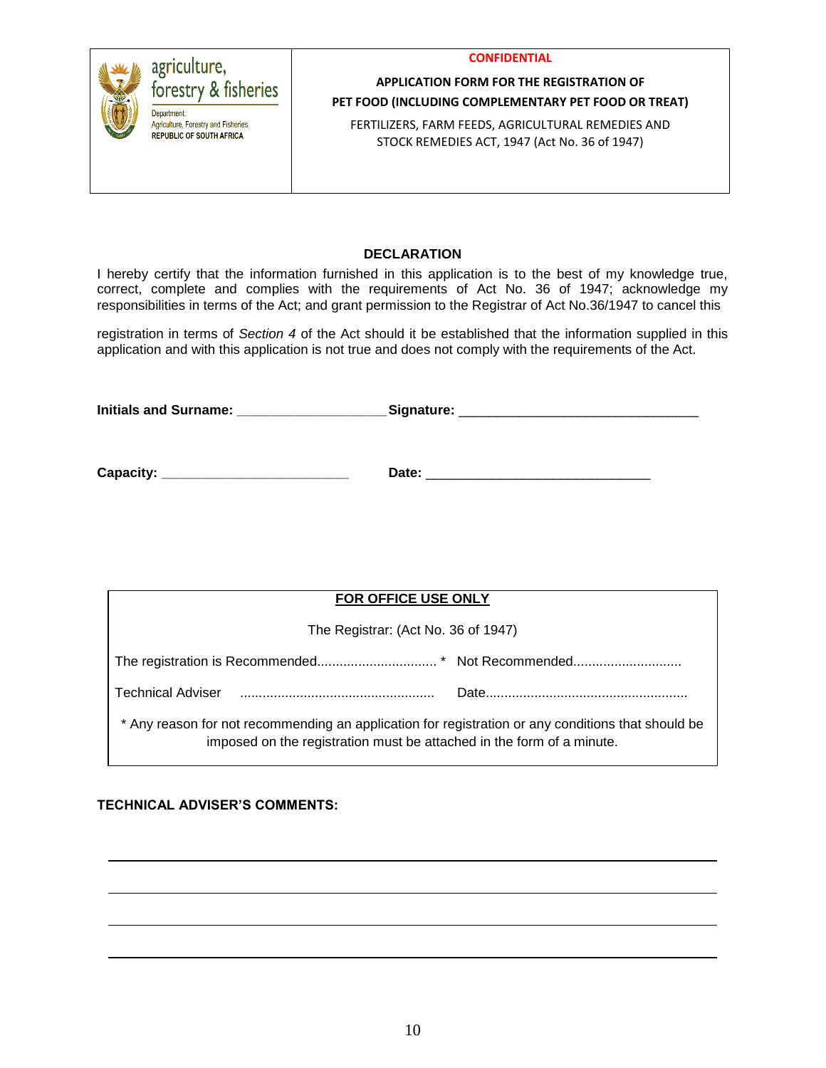| agriculture, forestry & fisheries<br>Department: Agriculture, Forestry and Fisheries<br>REPUBLIC OF SOUTH AFRICA | **CONFIDENTIAL**<br>**APPLICATION FORM FOR THE REGISTRATION OF PET FOOD (INCLUDING COMPLEMENTARY PET FOOD OR TREAT)**<br>FERTILIZERS, FARM FEEDS, AGRICULTURAL REMEDIES AND STOCK REMEDIES ACT, 1947 (Act No. 36 of 1947) |
|---|---|

### DECLARATION

I hereby certify that the information furnished in this application is to the best of my knowledge true, correct, complete and complies with the requirements of Act No. 36 of 1947; acknowledge my responsibilities in terms of the Act; and grant permission to the Registrar of Act No.36/1947 to cancel this

registration in terms of *Section 4* of the Act should it be established that the information supplied in this application and with this application is not true and does not comply with the requirements of the Act.

**Initials and Surname:** ____________________ **Signature:** ________________________________

**Capacity:** _________________________ **Date:** ______________________________

**FOR OFFICE USE ONLY**

The Registrar: (Act No. 36 of 1947)

The registration is Recommended................................ * Not Recommended.............................

Technical Adviser .................................................... Date......................................................

* Any reason for not recommending an application for registration or any conditions that should be imposed on the registration must be attached in the form of a minute.

**TECHNICAL ADVISER'S COMMENTS:**

______________________________________________________________________

______________________________________________________________________

______________________________________________________________________

______________________________________________________________________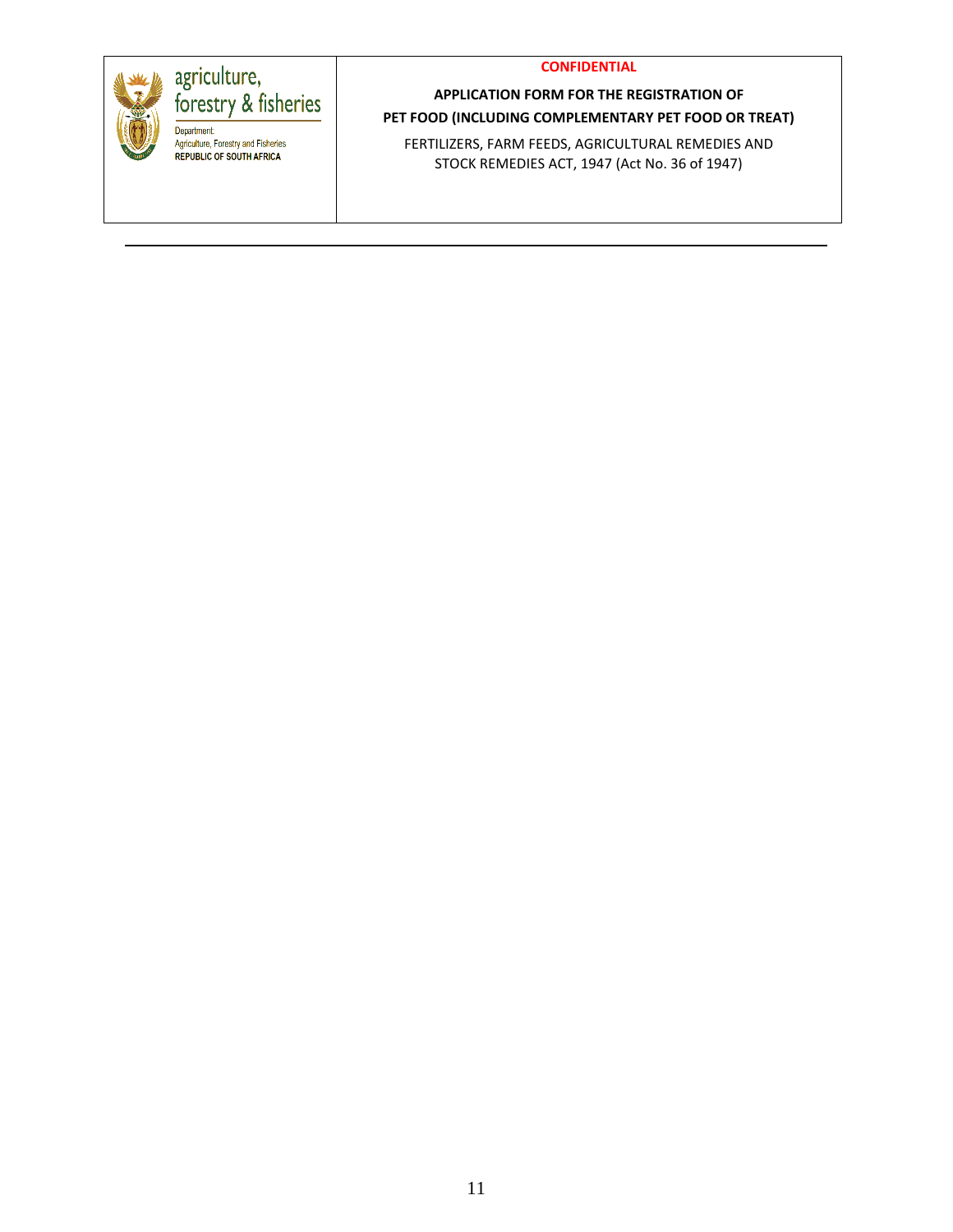| agriculture, forestry & fisheries<br>Department: Agriculture, Forestry and Fisheries<br>REPUBLIC OF SOUTH AFRICA | **CONFIDENTIAL**<br><br>**APPLICATION FORM FOR THE REGISTRATION OF PET FOOD (INCLUDING COMPLEMENTARY PET FOOD OR TREAT)**<br><br>FERTILIZERS, FARM FEEDS, AGRICULTURAL REMEDIES AND STOCK REMEDIES ACT, 1947 (Act No. 36 of 1947) |
| --- | --- |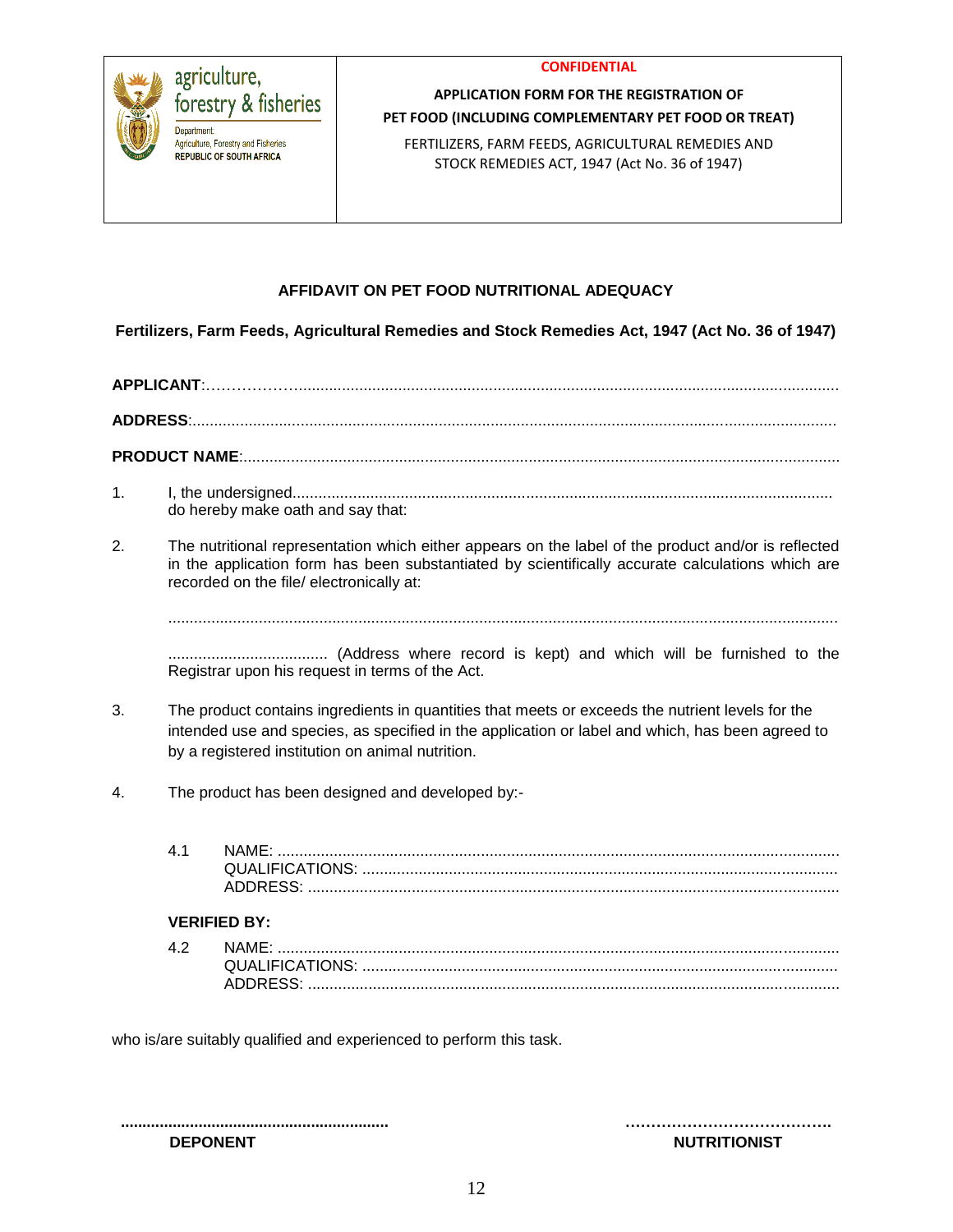| agriculture, forestry & fisheries<br>Department: Agriculture, Forestry and Fisheries<br>REPUBLIC OF SOUTH AFRICA | **CONFIDENTIAL**<br>**APPLICATION FORM FOR THE REGISTRATION OF PET FOOD (INCLUDING COMPLEMENTARY PET FOOD OR TREAT)**<br>FERTILIZERS, FARM FEEDS, AGRICULTURAL REMEDIES AND STOCK REMEDIES ACT, 1947 (Act No. 36 of 1947) |
|---|---|

## AFFIDAVIT ON PET FOOD NUTRITIONAL ADEQUACY

**Fertilizers, Farm Feeds, Agricultural Remedies and Stock Remedies Act, 1947 (Act No. 36 of 1947)**

**APPLICANT**:……………...........................................................................................................................

**ADDRESS**:...........................................................................................................................................

**PRODUCT NAME**:.................................................................................................................................

1. I, the undersigned............................................................................................................................ do hereby make oath and say that:

2. The nutritional representation which either appears on the label of the product and/or is reflected in the application form has been substantiated by scientifically accurate calculations which are recorded on the file/ electronically at:

   ..........................................................................................................................................................

   ..................................... (Address where record is kept) and which will be furnished to the Registrar upon his request in terms of the Act.

3. The product contains ingredients in quantities that meets or exceeds the nutrient levels for the intended use and species, as specified in the application or label and which, has been agreed to by a registered institution on animal nutrition.

4. The product has been designed and developed by:-

   4.1 NAME: ....................................................................................................................................
   QUALIFICATIONS: ..................................................................................................................
   ADDRESS: ..............................................................................................................................

   **VERIFIED BY:**

   4.2 NAME: ....................................................................................................................................
   QUALIFICATIONS: ..................................................................................................................
   ADDRESS: ..............................................................................................................................

who is/are suitably qualified and experienced to perform this task.

..............................................................  ………………………………….

**DEPONENT**  **NUTRITIONIST**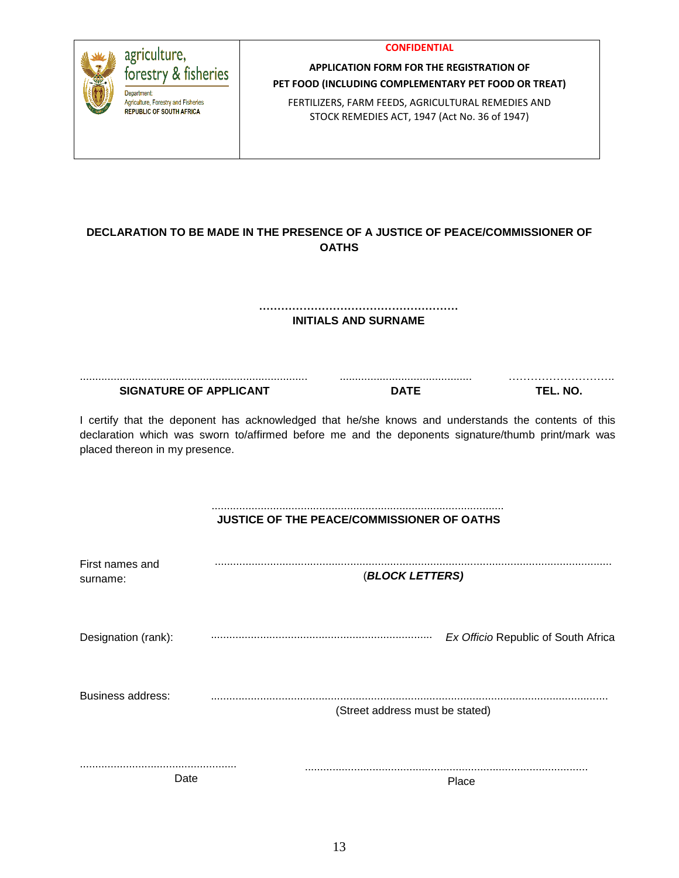| | |
|---|---|
| agriculture, forestry & fisheries<br>Department: Agriculture, Forestry and Fisheries<br>REPUBLIC OF SOUTH AFRICA | **CONFIDENTIAL**<br>**APPLICATION FORM FOR THE REGISTRATION OF PET FOOD (INCLUDING COMPLEMENTARY PET FOOD OR TREAT)**<br>FERTILIZERS, FARM FEEDS, AGRICULTURAL REMEDIES AND STOCK REMEDIES ACT, 1947 (Act No. 36 of 1947) |

**DECLARATION TO BE MADE IN THE PRESENCE OF A JUSTICE OF PEACE/COMMISSIONER OF OATHS**

.....................................................
**INITIALS AND SURNAME**

| ......................................................................... | .......................................... | ……………………….. |
|---|---|---|
| **SIGNATURE OF APPLICANT** | **DATE** | **TEL. NO.** |

I certify that the deponent has acknowledged that he/she knows and understands the contents of this declaration which was sworn to/affirmed before me and the deponents signature/thumb print/mark was placed thereon in my presence.

..............................................................................................
**JUSTICE OF THE PEACE/COMMISSIONER OF OATHS**

First names and surname: ................................................................................................................................
(***BLOCK LETTERS)***

Designation (rank): ....................................................................... *Ex Officio* Republic of South Africa

Business address: ...............................................................................................................................
(Street address must be stated)

| .................................................. | ........................................................................................... |
|---|---|
| Date | Place |